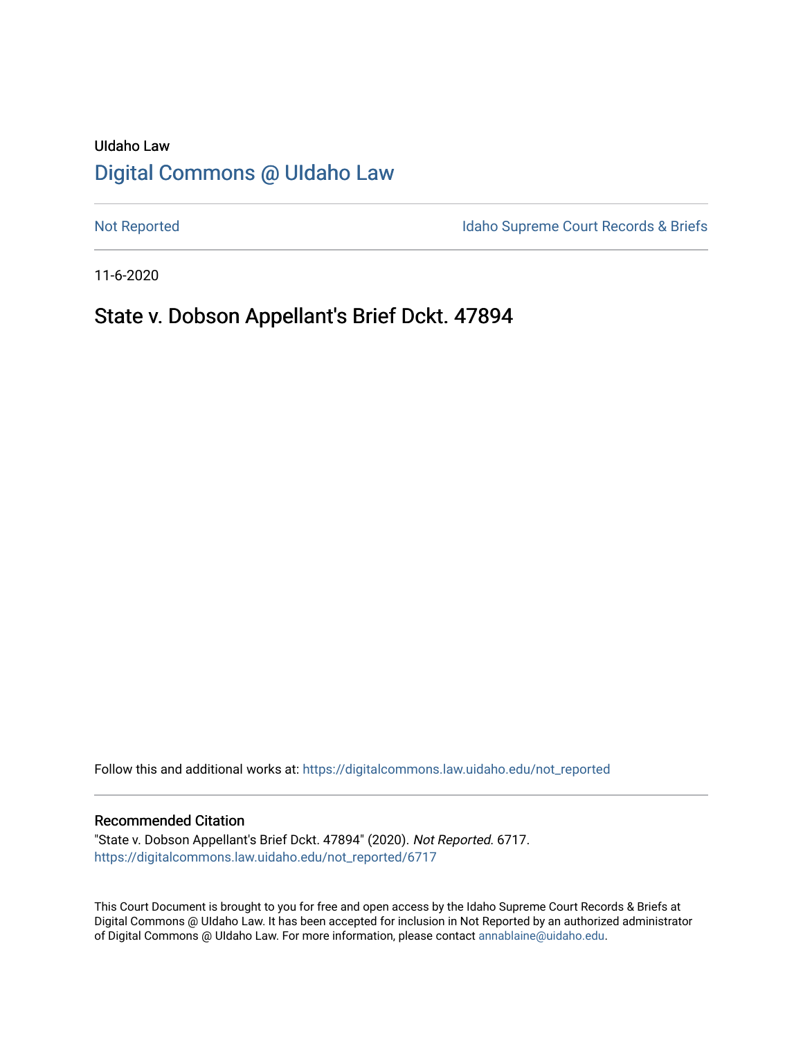UIdaho Law

# Digital Commons @ UIdaho Law

Not Reported

Idaho Supreme Court Records & Briefs

11-6-2020

## State v. Dobson Appellant's Brief Dckt. 47894

Follow this and additional works at: https://digitalcommons.law.uidaho.edu/not_reported

### Recommended Citation

"State v. Dobson Appellant's Brief Dckt. 47894" (2020). *Not Reported*. 6717.
https://digitalcommons.law.uidaho.edu/not_reported/6717

This Court Document is brought to you for free and open access by the Idaho Supreme Court Records & Briefs at Digital Commons @ UIdaho Law. It has been accepted for inclusion in Not Reported by an authorized administrator of Digital Commons @ UIdaho Law. For more information, please contact annablaine@uidaho.edu.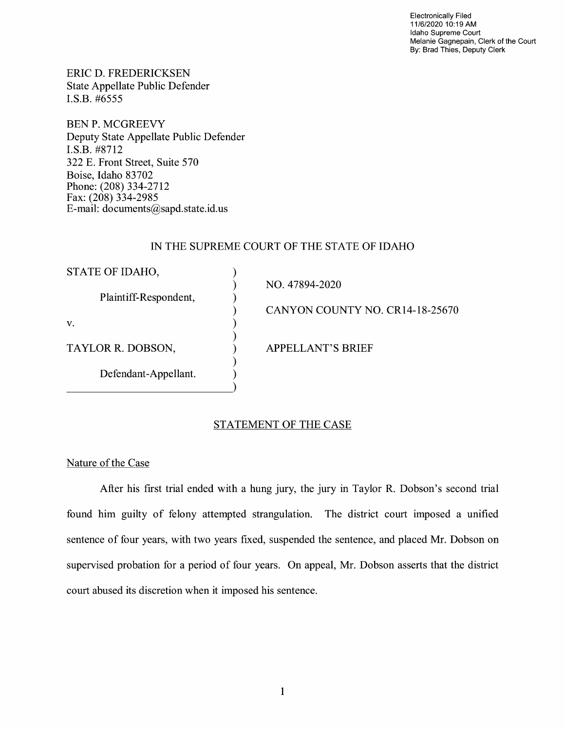Electronically Filed
11/6/2020 10:19 AM
Idaho Supreme Court
Melanie Gagnepain, Clerk of the Court
By: Brad Thies, Deputy Clerk

ERIC D. FREDERICKSEN
State Appellate Public Defender
I.S.B. #6555

BEN P. MCGREEVY
Deputy State Appellate Public Defender
I.S.B. #8712
322 E. Front Street, Suite 570
Boise, Idaho 83702
Phone: (208) 334-2712
Fax: (208) 334-2985
E-mail: documents@sapd.state.id.us

IN THE SUPREME COURT OF THE STATE OF IDAHO

| | |
|---|---|
| STATE OF IDAHO, | NO. 47894-2020 |
| Plaintiff-Respondent, | CANYON COUNTY NO. CR14-18-25670 |
| v. | |
| TAYLOR R. DOBSON, | APPELLANT'S BRIEF |
| Defendant-Appellant. | |

## STATEMENT OF THE CASE

### Nature of the Case

After his first trial ended with a hung jury, the jury in Taylor R. Dobson's second trial found him guilty of felony attempted strangulation. The district court imposed a unified sentence of four years, with two years fixed, suspended the sentence, and placed Mr. Dobson on supervised probation for a period of four years. On appeal, Mr. Dobson asserts that the district court abused its discretion when it imposed his sentence.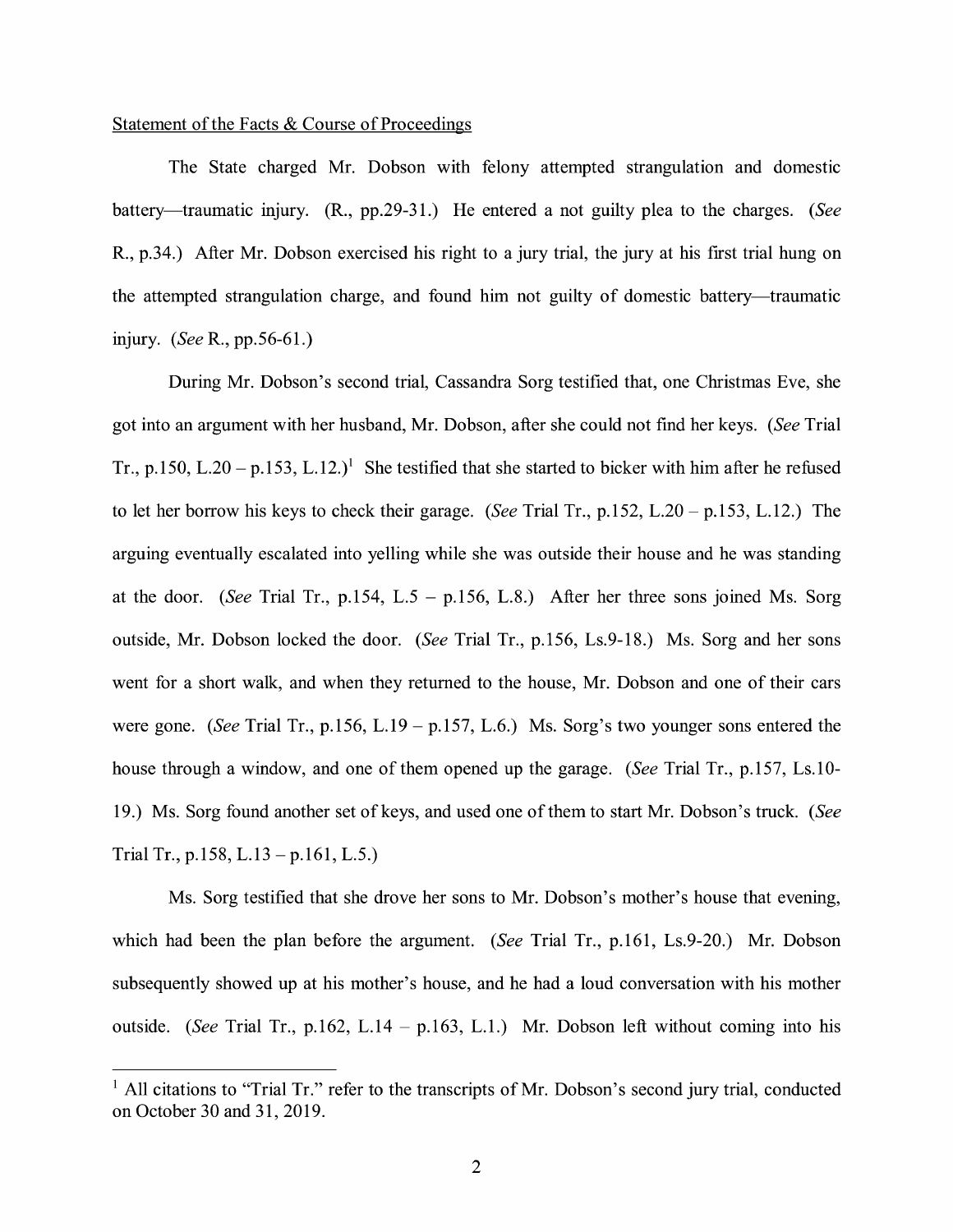Statement of the Facts & Course of Proceedings

The State charged Mr. Dobson with felony attempted strangulation and domestic battery—traumatic injury. (R., pp.29-31.) He entered a not guilty plea to the charges. (*See* R., p.34.) After Mr. Dobson exercised his right to a jury trial, the jury at his first trial hung on the attempted strangulation charge, and found him not guilty of domestic battery—traumatic injury. (*See* R., pp.56-61.)

During Mr. Dobson's second trial, Cassandra Sorg testified that, one Christmas Eve, she got into an argument with her husband, Mr. Dobson, after she could not find her keys. (*See* Trial Tr., p.150, L.20 – p.153, L.12.)[1] She testified that she started to bicker with him after he refused to let her borrow his keys to check their garage. (*See* Trial Tr., p.152, L.20 – p.153, L.12.) The arguing eventually escalated into yelling while she was outside their house and he was standing at the door. (*See* Trial Tr., p.154, L.5 – p.156, L.8.) After her three sons joined Ms. Sorg outside, Mr. Dobson locked the door. (*See* Trial Tr., p.156, Ls.9-18.) Ms. Sorg and her sons went for a short walk, and when they returned to the house, Mr. Dobson and one of their cars were gone. (*See* Trial Tr., p.156, L.19 – p.157, L.6.) Ms. Sorg's two younger sons entered the house through a window, and one of them opened up the garage. (*See* Trial Tr., p.157, Ls.10-19.) Ms. Sorg found another set of keys, and used one of them to start Mr. Dobson's truck. (*See* Trial Tr., p.158, L.13 – p.161, L.5.)

Ms. Sorg testified that she drove her sons to Mr. Dobson's mother's house that evening, which had been the plan before the argument. (*See* Trial Tr., p.161, Ls.9-20.) Mr. Dobson subsequently showed up at his mother's house, and he had a loud conversation with his mother outside. (*See* Trial Tr., p.162, L.14 – p.163, L.1.) Mr. Dobson left without coming into his

[1] All citations to "Trial Tr." refer to the transcripts of Mr. Dobson's second jury trial, conducted on October 30 and 31, 2019.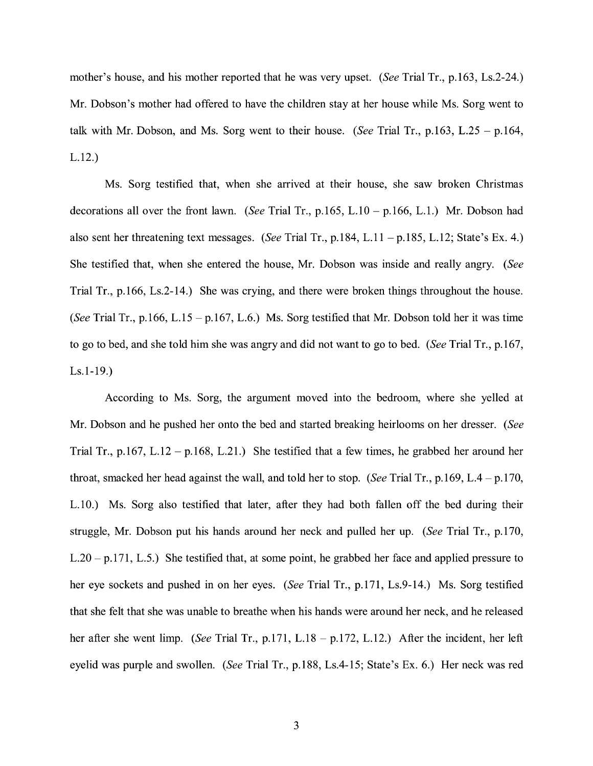mother's house, and his mother reported that he was very upset. (*See* Trial Tr., p.163, Ls.2-24.) Mr. Dobson's mother had offered to have the children stay at her house while Ms. Sorg went to talk with Mr. Dobson, and Ms. Sorg went to their house. (*See* Trial Tr., p.163, L.25 – p.164, L.12.)

Ms. Sorg testified that, when she arrived at their house, she saw broken Christmas decorations all over the front lawn. (*See* Trial Tr., p.165, L.10 – p.166, L.1.) Mr. Dobson had also sent her threatening text messages. (*See* Trial Tr., p.184, L.11 – p.185, L.12; State's Ex. 4.) She testified that, when she entered the house, Mr. Dobson was inside and really angry. (*See* Trial Tr., p.166, Ls.2-14.) She was crying, and there were broken things throughout the house. (*See* Trial Tr., p.166, L.15 – p.167, L.6.) Ms. Sorg testified that Mr. Dobson told her it was time to go to bed, and she told him she was angry and did not want to go to bed. (*See* Trial Tr., p.167, Ls.1-19.)

According to Ms. Sorg, the argument moved into the bedroom, where she yelled at Mr. Dobson and he pushed her onto the bed and started breaking heirlooms on her dresser. (*See* Trial Tr., p.167, L.12 – p.168, L.21.) She testified that a few times, he grabbed her around her throat, smacked her head against the wall, and told her to stop. (*See* Trial Tr., p.169, L.4 – p.170, L.10.) Ms. Sorg also testified that later, after they had both fallen off the bed during their struggle, Mr. Dobson put his hands around her neck and pulled her up. (*See* Trial Tr., p.170, L.20 – p.171, L.5.) She testified that, at some point, he grabbed her face and applied pressure to her eye sockets and pushed in on her eyes. (*See* Trial Tr., p.171, Ls.9-14.) Ms. Sorg testified that she felt that she was unable to breathe when his hands were around her neck, and he released her after she went limp. (*See* Trial Tr., p.171, L.18 – p.172, L.12.) After the incident, her left eyelid was purple and swollen. (*See* Trial Tr., p.188, Ls.4-15; State's Ex. 6.) Her neck was red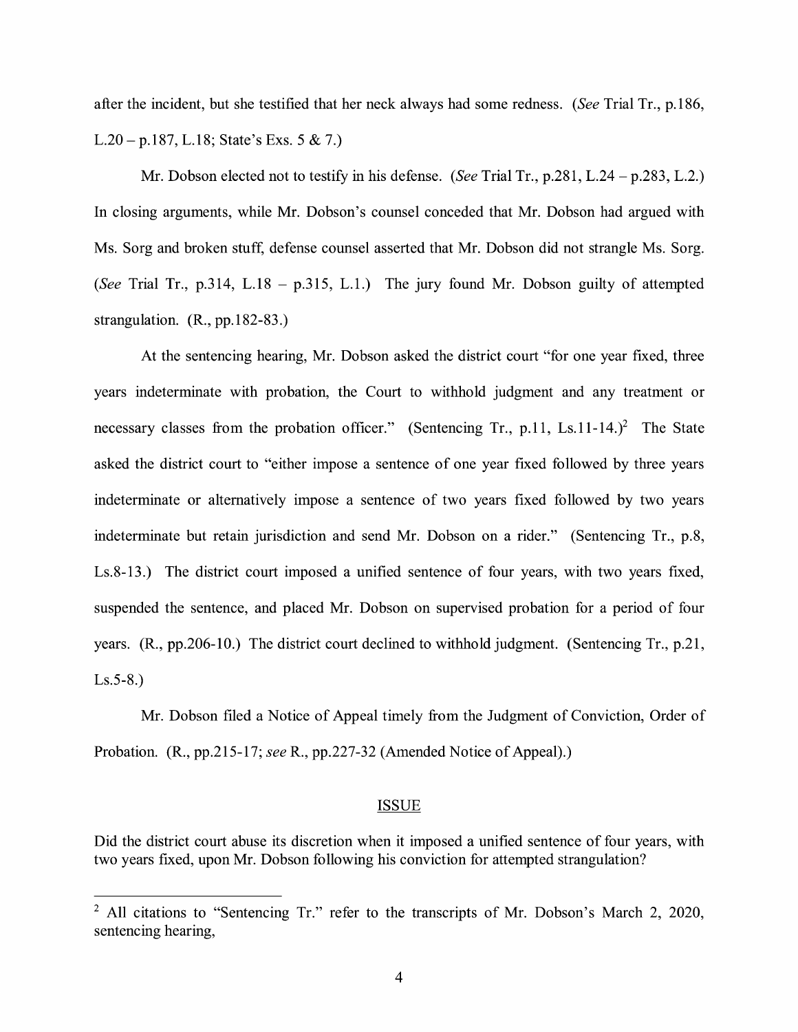after the incident, but she testified that her neck always had some redness. (*See* Trial Tr., p.186, L.20 – p.187, L.18; State's Exs. 5 & 7.)

Mr. Dobson elected not to testify in his defense. (*See* Trial Tr., p.281, L.24 – p.283, L.2.) In closing arguments, while Mr. Dobson's counsel conceded that Mr. Dobson had argued with Ms. Sorg and broken stuff, defense counsel asserted that Mr. Dobson did not strangle Ms. Sorg. (*See* Trial Tr., p.314, L.18 – p.315, L.1.) The jury found Mr. Dobson guilty of attempted strangulation. (R., pp.182-83.)

At the sentencing hearing, Mr. Dobson asked the district court "for one year fixed, three years indeterminate with probation, the Court to withhold judgment and any treatment or necessary classes from the probation officer." (Sentencing Tr., p.11, Ls.11-14.)[2] The State asked the district court to "either impose a sentence of one year fixed followed by three years indeterminate or alternatively impose a sentence of two years fixed followed by two years indeterminate but retain jurisdiction and send Mr. Dobson on a rider." (Sentencing Tr., p.8, Ls.8-13.) The district court imposed a unified sentence of four years, with two years fixed, suspended the sentence, and placed Mr. Dobson on supervised probation for a period of four years. (R., pp.206-10.) The district court declined to withhold judgment. (Sentencing Tr., p.21, Ls.5-8.)

Mr. Dobson filed a Notice of Appeal timely from the Judgment of Conviction, Order of Probation. (R., pp.215-17; *see* R., pp.227-32 (Amended Notice of Appeal).)

## ISSUE

Did the district court abuse its discretion when it imposed a unified sentence of four years, with two years fixed, upon Mr. Dobson following his conviction for attempted strangulation?

---

[2] All citations to "Sentencing Tr." refer to the transcripts of Mr. Dobson's March 2, 2020, sentencing hearing,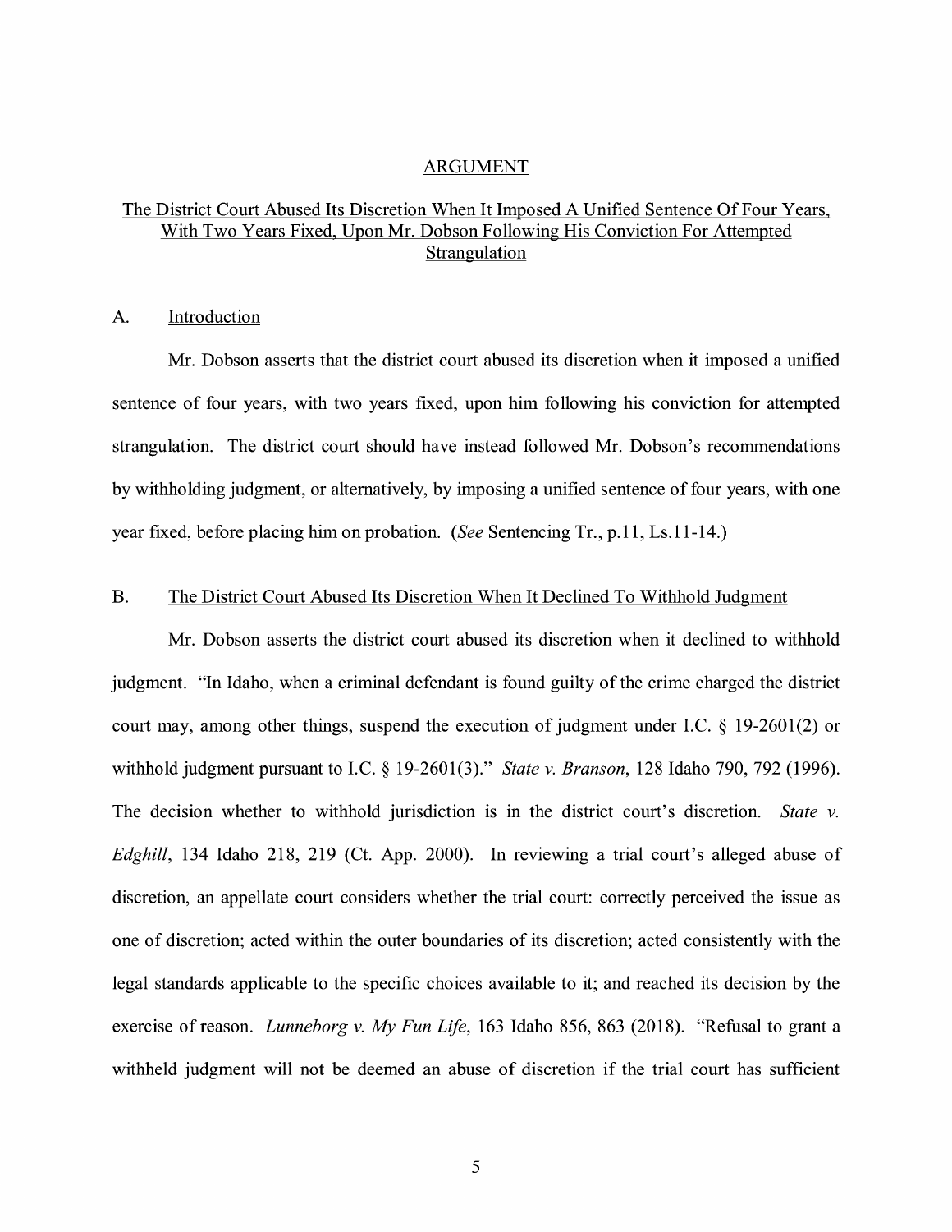## ARGUMENT

### The District Court Abused Its Discretion When It Imposed A Unified Sentence Of Four Years, With Two Years Fixed, Upon Mr. Dobson Following His Conviction For Attempted Strangulation

#### A. Introduction

Mr. Dobson asserts that the district court abused its discretion when it imposed a unified sentence of four years, with two years fixed, upon him following his conviction for attempted strangulation. The district court should have instead followed Mr. Dobson's recommendations by withholding judgment, or alternatively, by imposing a unified sentence of four years, with one year fixed, before placing him on probation. (*See* Sentencing Tr., p.11, Ls.11-14.)

#### B. The District Court Abused Its Discretion When It Declined To Withhold Judgment

Mr. Dobson asserts the district court abused its discretion when it declined to withhold judgment. "In Idaho, when a criminal defendant is found guilty of the crime charged the district court may, among other things, suspend the execution of judgment under I.C. § 19-2601(2) or withhold judgment pursuant to I.C. § 19-2601(3)." *State v. Branson*, 128 Idaho 790, 792 (1996). The decision whether to withhold jurisdiction is in the district court's discretion. *State v. Edghill*, 134 Idaho 218, 219 (Ct. App. 2000). In reviewing a trial court's alleged abuse of discretion, an appellate court considers whether the trial court: correctly perceived the issue as one of discretion; acted within the outer boundaries of its discretion; acted consistently with the legal standards applicable to the specific choices available to it; and reached its decision by the exercise of reason. *Lunneborg v. My Fun Life*, 163 Idaho 856, 863 (2018). "Refusal to grant a withheld judgment will not be deemed an abuse of discretion if the trial court has sufficient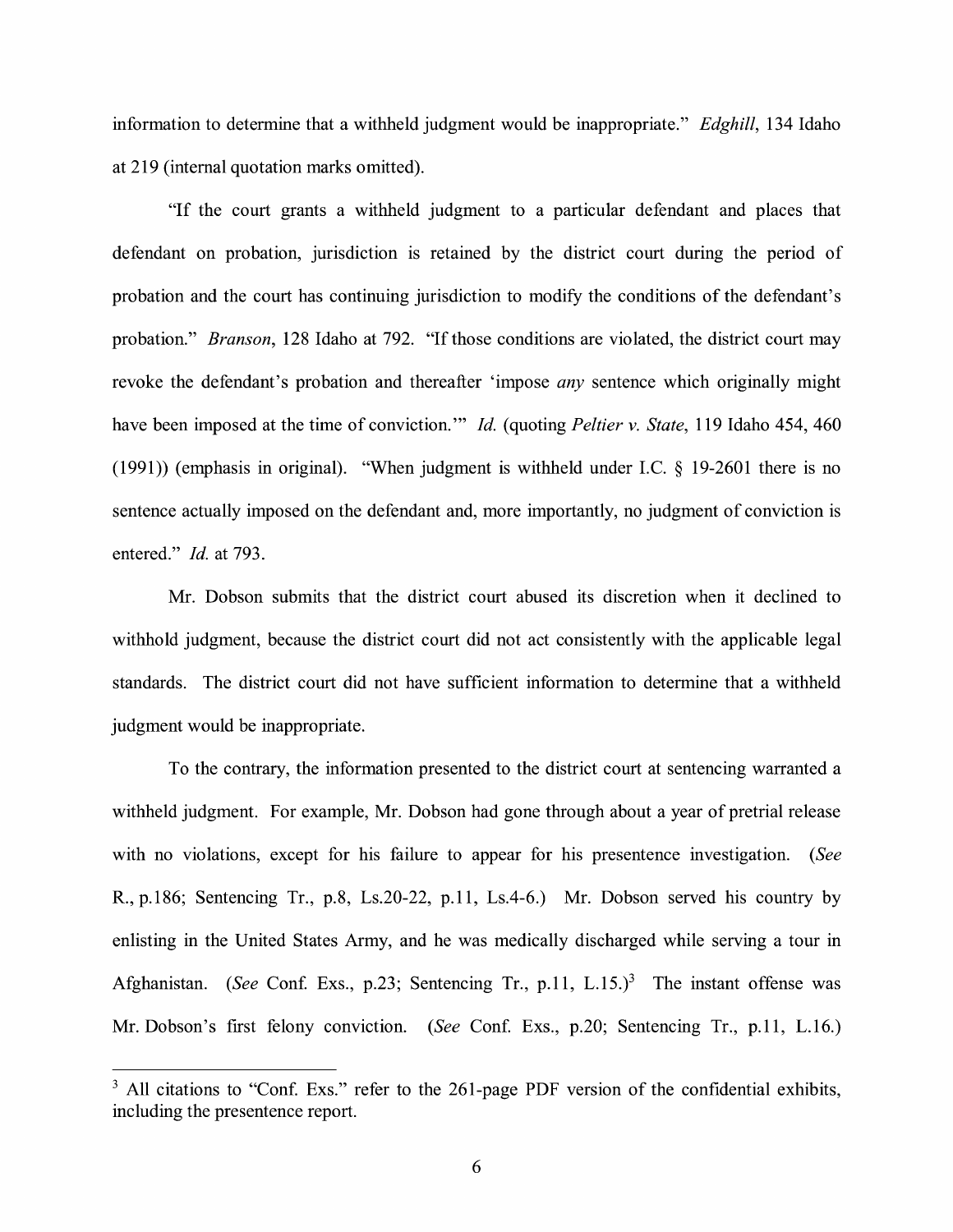information to determine that a withheld judgment would be inappropriate." *Edghill*, 134 Idaho at 219 (internal quotation marks omitted).

"If the court grants a withheld judgment to a particular defendant and places that defendant on probation, jurisdiction is retained by the district court during the period of probation and the court has continuing jurisdiction to modify the conditions of the defendant's probation." *Branson*, 128 Idaho at 792. "If those conditions are violated, the district court may revoke the defendant's probation and thereafter 'impose *any* sentence which originally might have been imposed at the time of conviction.'" *Id.* (quoting *Peltier v. State*, 119 Idaho 454, 460 (1991)) (emphasis in original). "When judgment is withheld under I.C. § 19-2601 there is no sentence actually imposed on the defendant and, more importantly, no judgment of conviction is entered." *Id.* at 793.

Mr. Dobson submits that the district court abused its discretion when it declined to withhold judgment, because the district court did not act consistently with the applicable legal standards. The district court did not have sufficient information to determine that a withheld judgment would be inappropriate.

To the contrary, the information presented to the district court at sentencing warranted a withheld judgment. For example, Mr. Dobson had gone through about a year of pretrial release with no violations, except for his failure to appear for his presentence investigation. (*See* R., p.186; Sentencing Tr., p.8, Ls.20-22, p.11, Ls.4-6.) Mr. Dobson served his country by enlisting in the United States Army, and he was medically discharged while serving a tour in Afghanistan. (*See* Conf. Exs., p.23; Sentencing Tr., p.11, L.15.)[3] The instant offense was Mr. Dobson's first felony conviction. (*See* Conf. Exs., p.20; Sentencing Tr., p.11, L.16.)

[3] All citations to "Conf. Exs." refer to the 261-page PDF version of the confidential exhibits, including the presentence report.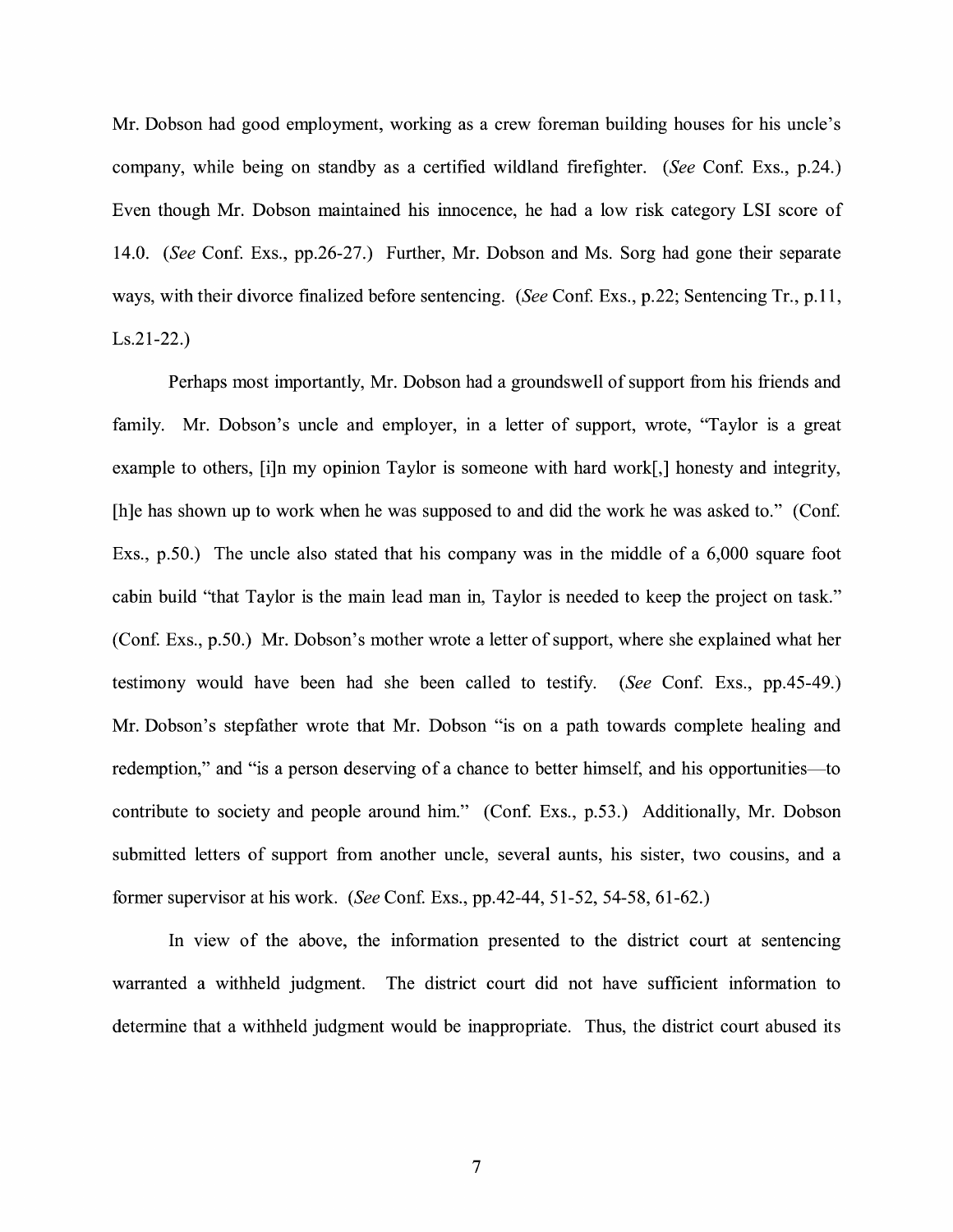Mr. Dobson had good employment, working as a crew foreman building houses for his uncle's company, while being on standby as a certified wildland firefighter. (*See* Conf. Exs., p.24.) Even though Mr. Dobson maintained his innocence, he had a low risk category LSI score of 14.0. (*See* Conf. Exs., pp.26-27.) Further, Mr. Dobson and Ms. Sorg had gone their separate ways, with their divorce finalized before sentencing. (*See* Conf. Exs., p.22; Sentencing Tr., p.11, Ls.21-22.)

Perhaps most importantly, Mr. Dobson had a groundswell of support from his friends and family. Mr. Dobson's uncle and employer, in a letter of support, wrote, "Taylor is a great example to others, [i]n my opinion Taylor is someone with hard work[,] honesty and integrity, [h]e has shown up to work when he was supposed to and did the work he was asked to." (Conf. Exs., p.50.) The uncle also stated that his company was in the middle of a 6,000 square foot cabin build "that Taylor is the main lead man in, Taylor is needed to keep the project on task." (Conf. Exs., p.50.) Mr. Dobson's mother wrote a letter of support, where she explained what her testimony would have been had she been called to testify. (*See* Conf. Exs., pp.45-49.) Mr. Dobson's stepfather wrote that Mr. Dobson "is on a path towards complete healing and redemption," and "is a person deserving of a chance to better himself, and his opportunities—to contribute to society and people around him." (Conf. Exs., p.53.) Additionally, Mr. Dobson submitted letters of support from another uncle, several aunts, his sister, two cousins, and a former supervisor at his work. (*See* Conf. Exs., pp.42-44, 51-52, 54-58, 61-62.)

In view of the above, the information presented to the district court at sentencing warranted a withheld judgment. The district court did not have sufficient information to determine that a withheld judgment would be inappropriate. Thus, the district court abused its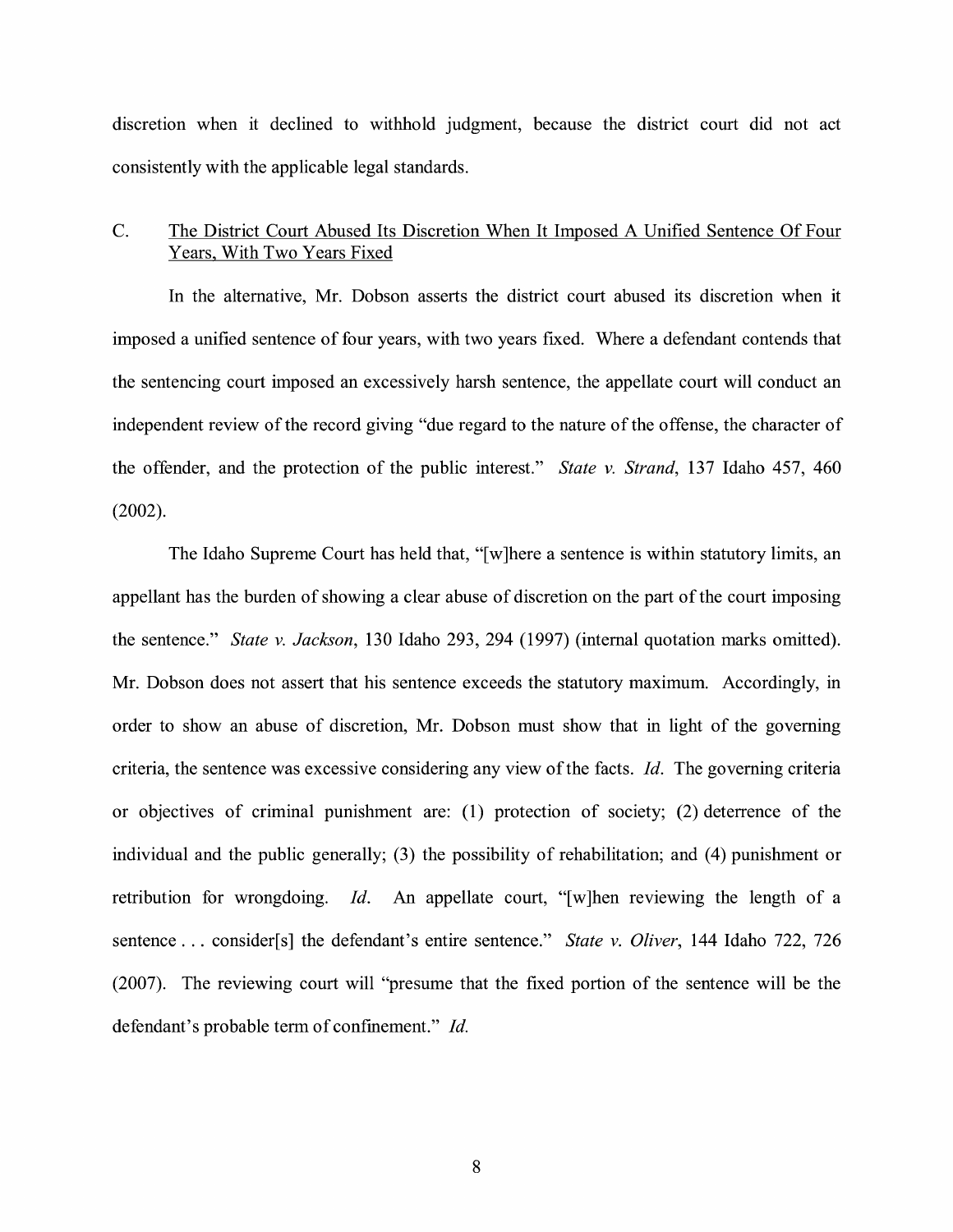discretion when it declined to withhold judgment, because the district court did not act consistently with the applicable legal standards.

### C. The District Court Abused Its Discretion When It Imposed A Unified Sentence Of Four Years, With Two Years Fixed

In the alternative, Mr. Dobson asserts the district court abused its discretion when it imposed a unified sentence of four years, with two years fixed. Where a defendant contends that the sentencing court imposed an excessively harsh sentence, the appellate court will conduct an independent review of the record giving "due regard to the nature of the offense, the character of the offender, and the protection of the public interest." *State v. Strand*, 137 Idaho 457, 460 (2002).

The Idaho Supreme Court has held that, "[w]here a sentence is within statutory limits, an appellant has the burden of showing a clear abuse of discretion on the part of the court imposing the sentence." *State v. Jackson*, 130 Idaho 293, 294 (1997) (internal quotation marks omitted). Mr. Dobson does not assert that his sentence exceeds the statutory maximum. Accordingly, in order to show an abuse of discretion, Mr. Dobson must show that in light of the governing criteria, the sentence was excessive considering any view of the facts. *Id.* The governing criteria or objectives of criminal punishment are: (1) protection of society; (2) deterrence of the individual and the public generally; (3) the possibility of rehabilitation; and (4) punishment or retribution for wrongdoing. *Id.* An appellate court, "[w]hen reviewing the length of a sentence . . . consider[s] the defendant's entire sentence." *State v. Oliver*, 144 Idaho 722, 726 (2007). The reviewing court will "presume that the fixed portion of the sentence will be the defendant's probable term of confinement." *Id.*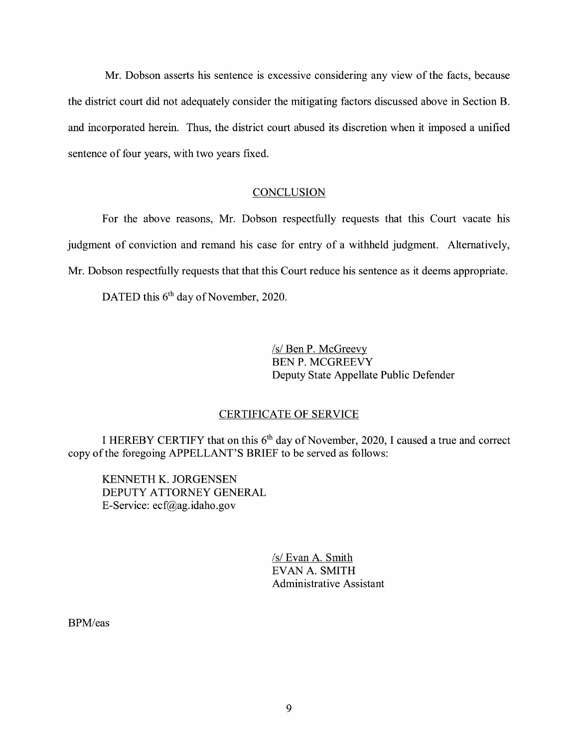Mr. Dobson asserts his sentence is excessive considering any view of the facts, because the district court did not adequately consider the mitigating factors discussed above in Section B. and incorporated herein. Thus, the district court abused its discretion when it imposed a unified sentence of four years, with two years fixed.

## CONCLUSION

For the above reasons, Mr. Dobson respectfully requests that this Court vacate his judgment of conviction and remand his case for entry of a withheld judgment. Alternatively, Mr. Dobson respectfully requests that that this Court reduce his sentence as it deems appropriate.

DATED this 6th day of November, 2020.

/s/ Ben P. McGreevy
BEN P. MCGREEVY
Deputy State Appellate Public Defender

## CERTIFICATE OF SERVICE

I HEREBY CERTIFY that on this 6th day of November, 2020, I caused a true and correct copy of the foregoing APPELLANT'S BRIEF to be served as follows:

KENNETH K. JORGENSEN
DEPUTY ATTORNEY GENERAL
E-Service: ecf@ag.idaho.gov

/s/ Evan A. Smith
EVAN A. SMITH
Administrative Assistant

BPM/eas